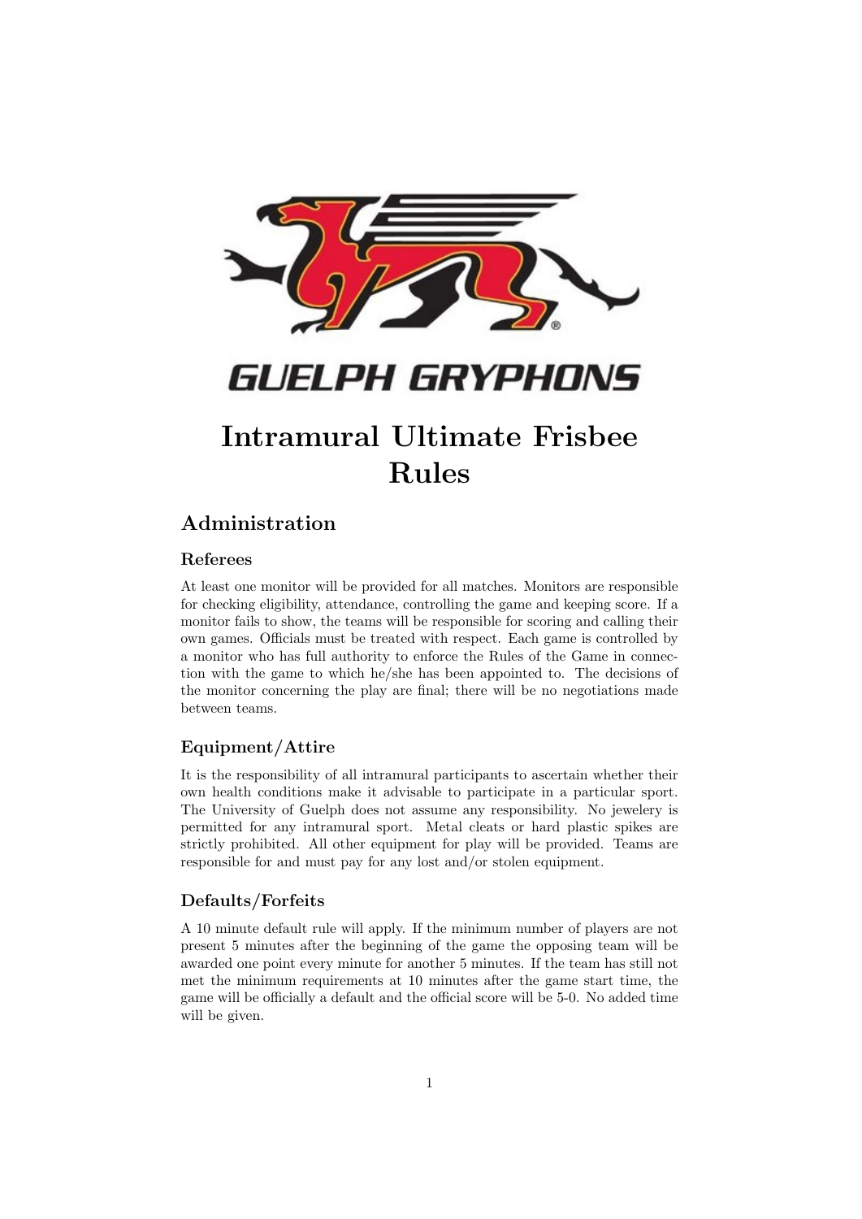GUELPH GRYPHONS

# Intramural Ultimate Frisbee Rules

## Administration

### Referees

At least one monitor will be provided for all matches. Monitors are responsible for checking eligibility, attendance, controlling the game and keeping score. If a monitor fails to show, the teams will be responsible for scoring and calling their own games. Officials must be treated with respect. Each game is controlled by a monitor who has full authority to enforce the Rules of the Game in connection with the game to which he/she has been appointed to. The decisions of the monitor concerning the play are final; there will be no negotiations made between teams.

### Equipment/Attire

It is the responsibility of all intramural participants to ascertain whether their own health conditions make it advisable to participate in a particular sport. The University of Guelph does not assume any responsibility. No jewelery is permitted for any intramural sport. Metal cleats or hard plastic spikes are strictly prohibited. All other equipment for play will be provided. Teams are responsible for and must pay for any lost and/or stolen equipment.

### Defaults/Forfeits

A 10 minute default rule will apply. If the minimum number of players are not present 5 minutes after the beginning of the game the opposing team will be awarded one point every minute for another 5 minutes. If the team has still not met the minimum requirements at 10 minutes after the game start time, the game will be officially a default and the official score will be 5-0. No added time will be given.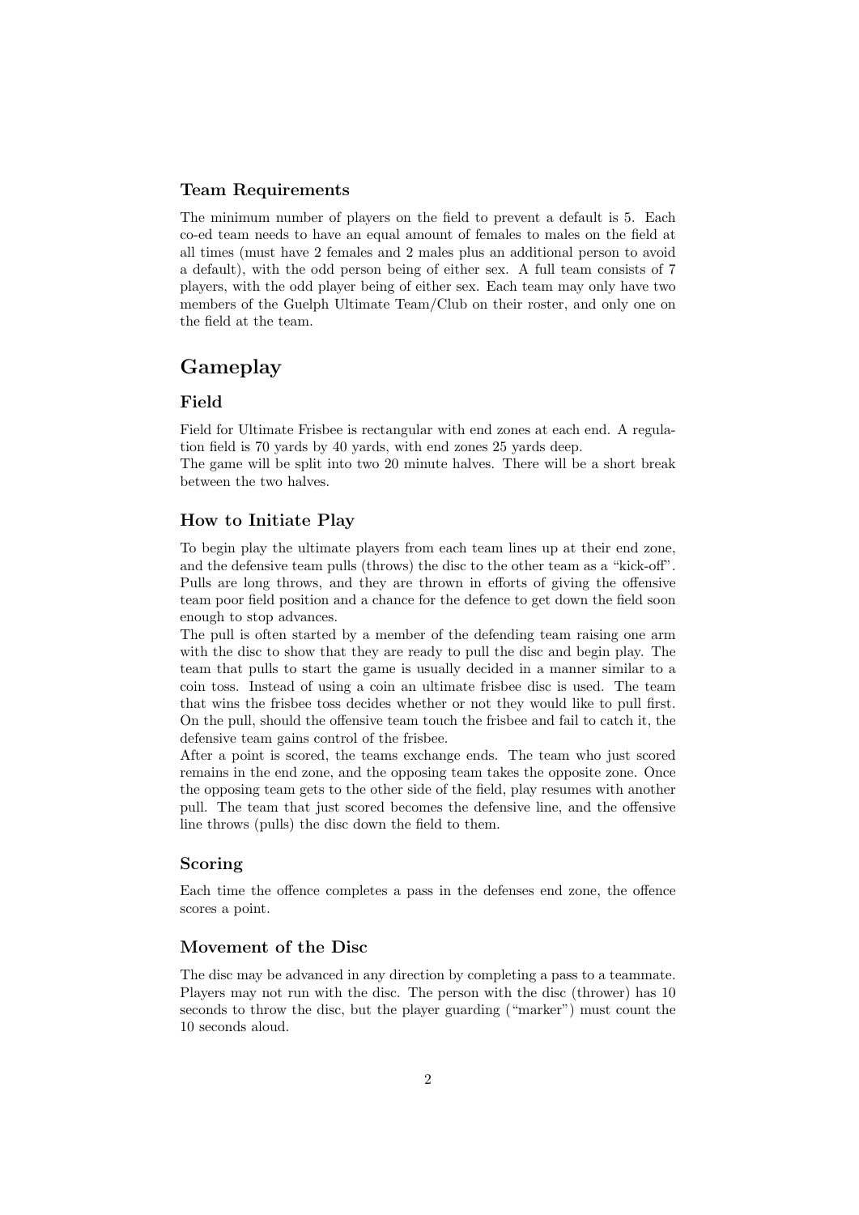### Team Requirements

The minimum number of players on the field to prevent a default is 5. Each co-ed team needs to have an equal amount of females to males on the field at all times (must have 2 females and 2 males plus an additional person to avoid a default), with the odd person being of either sex. A full team consists of 7 players, with the odd player being of either sex. Each team may only have two members of the Guelph Ultimate Team/Club on their roster, and only one on the field at the team.

## Gameplay

### Field

Field for Ultimate Frisbee is rectangular with end zones at each end. A regulation field is 70 yards by 40 yards, with end zones 25 yards deep.
The game will be split into two 20 minute halves. There will be a short break between the two halves.

### How to Initiate Play

To begin play the ultimate players from each team lines up at their end zone, and the defensive team pulls (throws) the disc to the other team as a "kick-off". Pulls are long throws, and they are thrown in efforts of giving the offensive team poor field position and a chance for the defence to get down the field soon enough to stop advances.
The pull is often started by a member of the defending team raising one arm with the disc to show that they are ready to pull the disc and begin play. The team that pulls to start the game is usually decided in a manner similar to a coin toss. Instead of using a coin an ultimate frisbee disc is used. The team that wins the frisbee toss decides whether or not they would like to pull first. On the pull, should the offensive team touch the frisbee and fail to catch it, the defensive team gains control of the frisbee.
After a point is scored, the teams exchange ends. The team who just scored remains in the end zone, and the opposing team takes the opposite zone. Once the opposing team gets to the other side of the field, play resumes with another pull. The team that just scored becomes the defensive line, and the offensive line throws (pulls) the disc down the field to them.

### Scoring

Each time the offence completes a pass in the defenses end zone, the offence scores a point.

### Movement of the Disc

The disc may be advanced in any direction by completing a pass to a teammate. Players may not run with the disc. The person with the disc (thrower) has 10 seconds to throw the disc, but the player guarding ("marker") must count the 10 seconds aloud.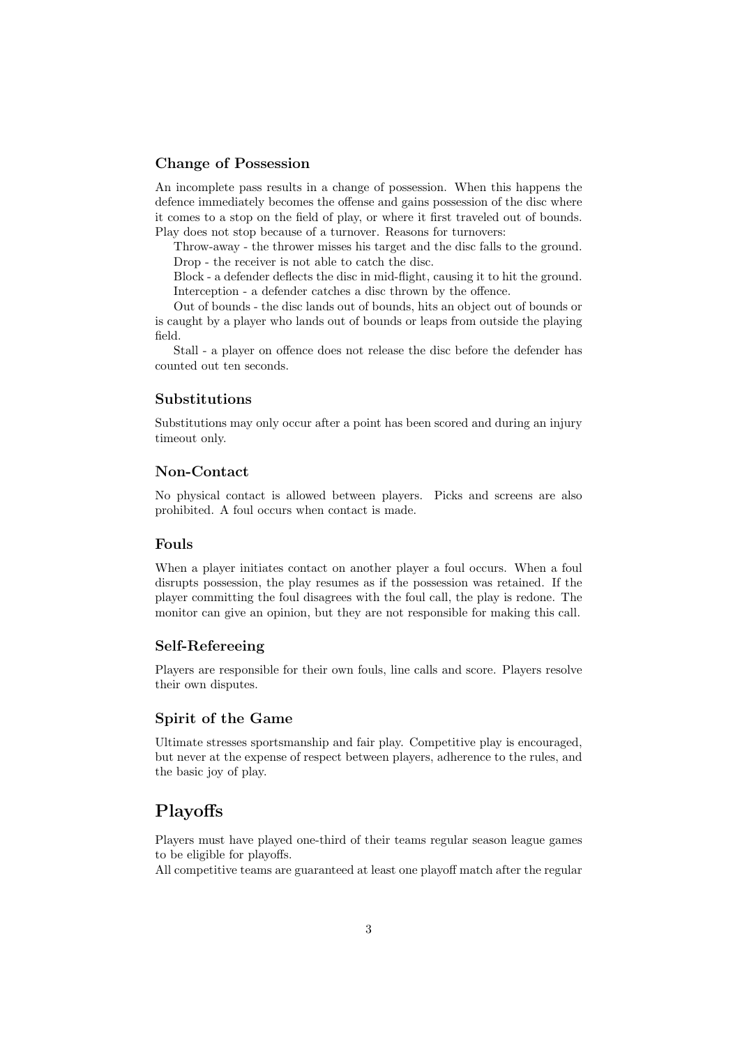### Change of Possession

An incomplete pass results in a change of possession. When this happens the defence immediately becomes the offense and gains possession of the disc where it comes to a stop on the field of play, or where it first traveled out of bounds. Play does not stop because of a turnover. Reasons for turnovers:

Throw-away - the thrower misses his target and the disc falls to the ground.

Drop - the receiver is not able to catch the disc.

Block - a defender deflects the disc in mid-flight, causing it to hit the ground.

Interception - a defender catches a disc thrown by the offence.

Out of bounds - the disc lands out of bounds, hits an object out of bounds or is caught by a player who lands out of bounds or leaps from outside the playing field.

Stall - a player on offence does not release the disc before the defender has counted out ten seconds.

### Substitutions

Substitutions may only occur after a point has been scored and during an injury timeout only.

### Non-Contact

No physical contact is allowed between players. Picks and screens are also prohibited. A foul occurs when contact is made.

### Fouls

When a player initiates contact on another player a foul occurs. When a foul disrupts possession, the play resumes as if the possession was retained. If the player committing the foul disagrees with the foul call, the play is redone. The monitor can give an opinion, but they are not responsible for making this call.

### Self-Refereeing

Players are responsible for their own fouls, line calls and score. Players resolve their own disputes.

### Spirit of the Game

Ultimate stresses sportsmanship and fair play. Competitive play is encouraged, but never at the expense of respect between players, adherence to the rules, and the basic joy of play.

## Playoffs

Players must have played one-third of their teams regular season league games to be eligible for playoffs.

All competitive teams are guaranteed at least one playoff match after the regular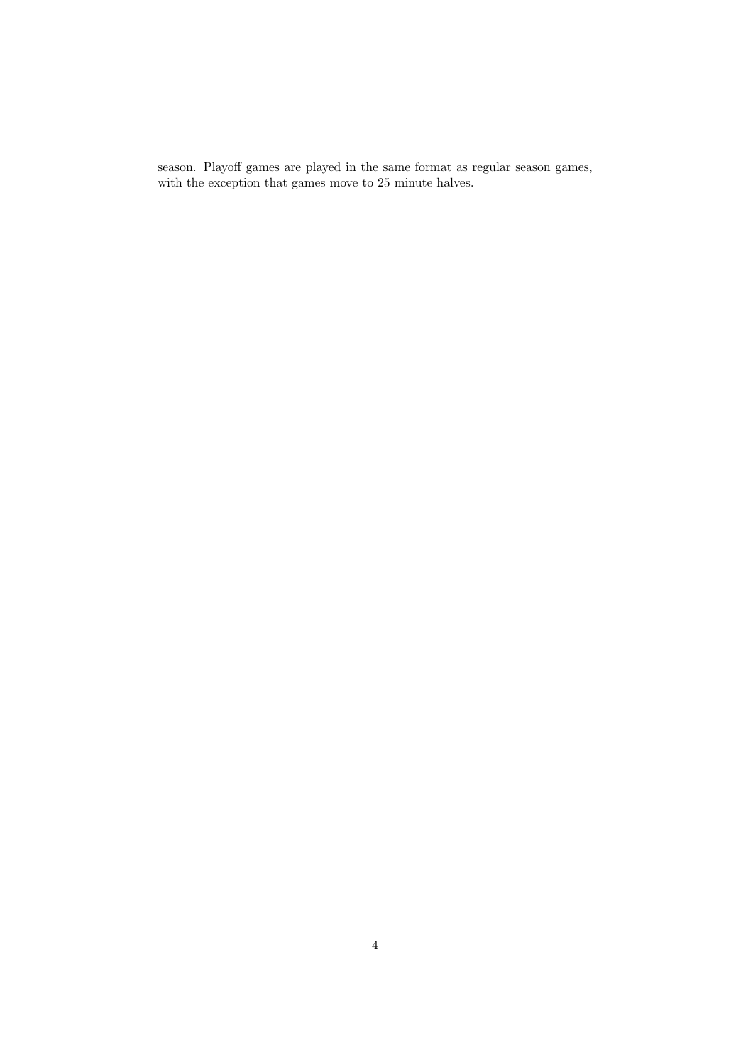season. Playoff games are played in the same format as regular season games, with the exception that games move to 25 minute halves.